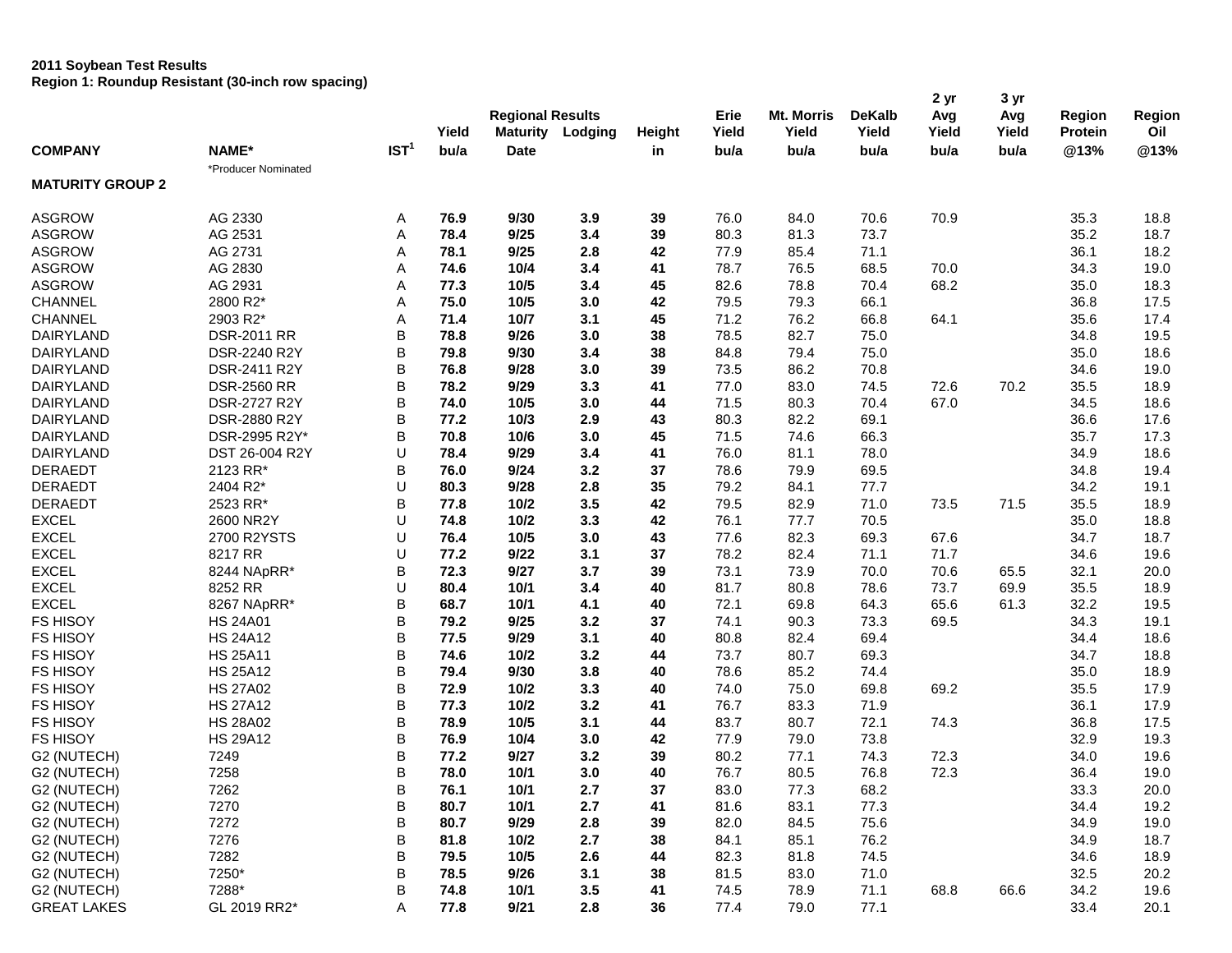**2011 Soybean Test Results**
**Region 1: Roundup Resistant (30-inch row spacing)**

| COMPANY | NAME* | IST[1] | Regional Results Yield bu/a | Maturity Date | Lodging | Height in | Erie Yield bu/a | Mt. Morris Yield bu/a | DeKalb Yield bu/a | 2 yr Avg Yield bu/a | 3 yr Avg Yield bu/a | Region Protein @13% | Region Oil @13% |
|---|---|---|---|---|---|---|---|---|---|---|---|---|---|
| | *Producer Nominated | | | | | | | | | | | | |
| **MATURITY GROUP 2** | | | | | | | | | | | | | |
| ASGROW | AG 2330 | A | **76.9** | **9/30** | **3.9** | **39** | 76.0 | 84.0 | 70.6 | 70.9 | | 35.3 | 18.8 |
| ASGROW | AG 2531 | A | **78.4** | **9/25** | **3.4** | **39** | 80.3 | 81.3 | 73.7 | | | 35.2 | 18.7 |
| ASGROW | AG 2731 | A | **78.1** | **9/25** | **2.8** | **42** | 77.9 | 85.4 | 71.1 | | | 36.1 | 18.2 |
| ASGROW | AG 2830 | A | **74.6** | **10/4** | **3.4** | **41** | 78.7 | 76.5 | 68.5 | 70.0 | | 34.3 | 19.0 |
| ASGROW | AG 2931 | A | **77.3** | **10/5** | **3.4** | **45** | 82.6 | 78.8 | 70.4 | 68.2 | | 35.0 | 18.3 |
| CHANNEL | 2800 R2* | A | **75.0** | **10/5** | **3.0** | **42** | 79.5 | 79.3 | 66.1 | | | 36.8 | 17.5 |
| CHANNEL | 2903 R2* | A | **71.4** | **10/7** | **3.1** | **45** | 71.2 | 76.2 | 66.8 | 64.1 | | 35.6 | 17.4 |
| DAIRYLAND | DSR-2011 RR | B | **78.8** | **9/26** | **3.0** | **38** | 78.5 | 82.7 | 75.0 | | | 34.8 | 19.5 |
| DAIRYLAND | DSR-2240 R2Y | B | **79.8** | **9/30** | **3.4** | **38** | 84.8 | 79.4 | 75.0 | | | 35.0 | 18.6 |
| DAIRYLAND | DSR-2411 R2Y | B | **76.8** | **9/28** | **3.0** | **39** | 73.5 | 86.2 | 70.8 | | | 34.6 | 19.0 |
| DAIRYLAND | DSR-2560 RR | B | **78.2** | **9/29** | **3.3** | **41** | 77.0 | 83.0 | 74.5 | 72.6 | 70.2 | 35.5 | 18.9 |
| DAIRYLAND | DSR-2727 R2Y | B | **74.0** | **10/5** | **3.0** | **44** | 71.5 | 80.3 | 70.4 | 67.0 | | 34.5 | 18.6 |
| DAIRYLAND | DSR-2880 R2Y | B | **77.2** | **10/3** | **2.9** | **43** | 80.3 | 82.2 | 69.1 | | | 36.6 | 17.6 |
| DAIRYLAND | DSR-2995 R2Y* | B | **70.8** | **10/6** | **3.0** | **45** | 71.5 | 74.6 | 66.3 | | | 35.7 | 17.3 |
| DAIRYLAND | DST 26-004 R2Y | U | **78.4** | **9/29** | **3.4** | **41** | 76.0 | 81.1 | 78.0 | | | 34.9 | 18.6 |
| DERAEDT | 2123 RR* | B | **76.0** | **9/24** | **3.2** | **37** | 78.6 | 79.9 | 69.5 | | | 34.8 | 19.4 |
| DERAEDT | 2404 R2* | U | **80.3** | **9/28** | **2.8** | **35** | 79.2 | 84.1 | 77.7 | | | 34.2 | 19.1 |
| DERAEDT | 2523 RR* | B | **77.8** | **10/2** | **3.5** | **42** | 79.5 | 82.9 | 71.0 | 73.5 | 71.5 | 35.5 | 18.9 |
| EXCEL | 2600 NR2Y | U | **74.8** | **10/2** | **3.3** | **42** | 76.1 | 77.7 | 70.5 | | | 35.0 | 18.8 |
| EXCEL | 2700 R2YSTS | U | **76.4** | **10/5** | **3.0** | **43** | 77.6 | 82.3 | 69.3 | 67.6 | | 34.7 | 18.7 |
| EXCEL | 8217 RR | U | **77.2** | **9/22** | **3.1** | **37** | 78.2 | 82.4 | 71.1 | 71.7 | | 34.6 | 19.6 |
| EXCEL | 8244 NApRR* | B | **72.3** | **9/27** | **3.7** | **39** | 73.1 | 73.9 | 70.0 | 70.6 | 65.5 | 32.1 | 20.0 |
| EXCEL | 8252 RR | U | **80.4** | **10/1** | **3.4** | **40** | 81.7 | 80.8 | 78.6 | 73.7 | 69.9 | 35.5 | 18.9 |
| EXCEL | 8267 NApRR* | B | **68.7** | **10/1** | **4.1** | **40** | 72.1 | 69.8 | 64.3 | 65.6 | 61.3 | 32.2 | 19.5 |
| FS HISOY | HS 24A01 | B | **79.2** | **9/25** | **3.2** | **37** | 74.1 | 90.3 | 73.3 | 69.5 | | 34.3 | 19.1 |
| FS HISOY | HS 24A12 | B | **77.5** | **9/29** | **3.1** | **40** | 80.8 | 82.4 | 69.4 | | | 34.4 | 18.6 |
| FS HISOY | HS 25A11 | B | **74.6** | **10/2** | **3.2** | **44** | 73.7 | 80.7 | 69.3 | | | 34.7 | 18.8 |
| FS HISOY | HS 25A12 | B | **79.4** | **9/30** | **3.8** | **40** | 78.6 | 85.2 | 74.4 | | | 35.0 | 18.9 |
| FS HISOY | HS 27A02 | B | **72.9** | **10/2** | **3.3** | **40** | 74.0 | 75.0 | 69.8 | 69.2 | | 35.5 | 17.9 |
| FS HISOY | HS 27A12 | B | **77.3** | **10/2** | **3.2** | **41** | 76.7 | 83.3 | 71.9 | | | 36.1 | 17.9 |
| FS HISOY | HS 28A02 | B | **78.9** | **10/5** | **3.1** | **44** | 83.7 | 80.7 | 72.1 | 74.3 | | 36.8 | 17.5 |
| FS HISOY | HS 29A12 | B | **76.9** | **10/4** | **3.0** | **42** | 77.9 | 79.0 | 73.8 | | | 32.9 | 19.3 |
| G2 (NUTECH) | 7249 | B | **77.2** | **9/27** | **3.2** | **39** | 80.2 | 77.1 | 74.3 | 72.3 | | 34.0 | 19.6 |
| G2 (NUTECH) | 7258 | B | **78.0** | **10/1** | **3.0** | **40** | 76.7 | 80.5 | 76.8 | 72.3 | | 36.4 | 19.0 |
| G2 (NUTECH) | 7262 | B | **76.1** | **10/1** | **2.7** | **37** | 83.0 | 77.3 | 68.2 | | | 33.3 | 20.0 |
| G2 (NUTECH) | 7270 | B | **80.7** | **10/1** | **2.7** | **41** | 81.6 | 83.1 | 77.3 | | | 34.4 | 19.2 |
| G2 (NUTECH) | 7272 | B | **80.7** | **9/29** | **2.8** | **39** | 82.0 | 84.5 | 75.6 | | | 34.9 | 19.0 |
| G2 (NUTECH) | 7276 | B | **81.8** | **10/2** | **2.7** | **38** | 84.1 | 85.1 | 76.2 | | | 34.9 | 18.7 |
| G2 (NUTECH) | 7282 | B | **79.5** | **10/5** | **2.6** | **44** | 82.3 | 81.8 | 74.5 | | | 34.6 | 18.9 |
| G2 (NUTECH) | 7250* | B | **78.5** | **9/26** | **3.1** | **38** | 81.5 | 83.0 | 71.0 | | | 32.5 | 20.2 |
| G2 (NUTECH) | 7288* | B | **74.8** | **10/1** | **3.5** | **41** | 74.5 | 78.9 | 71.1 | 68.8 | 66.6 | 34.2 | 19.6 |
| GREAT LAKES | GL 2019 RR2* | A | **77.8** | **9/21** | **2.8** | **36** | 77.4 | 79.0 | 77.1 | | | 33.4 | 20.1 |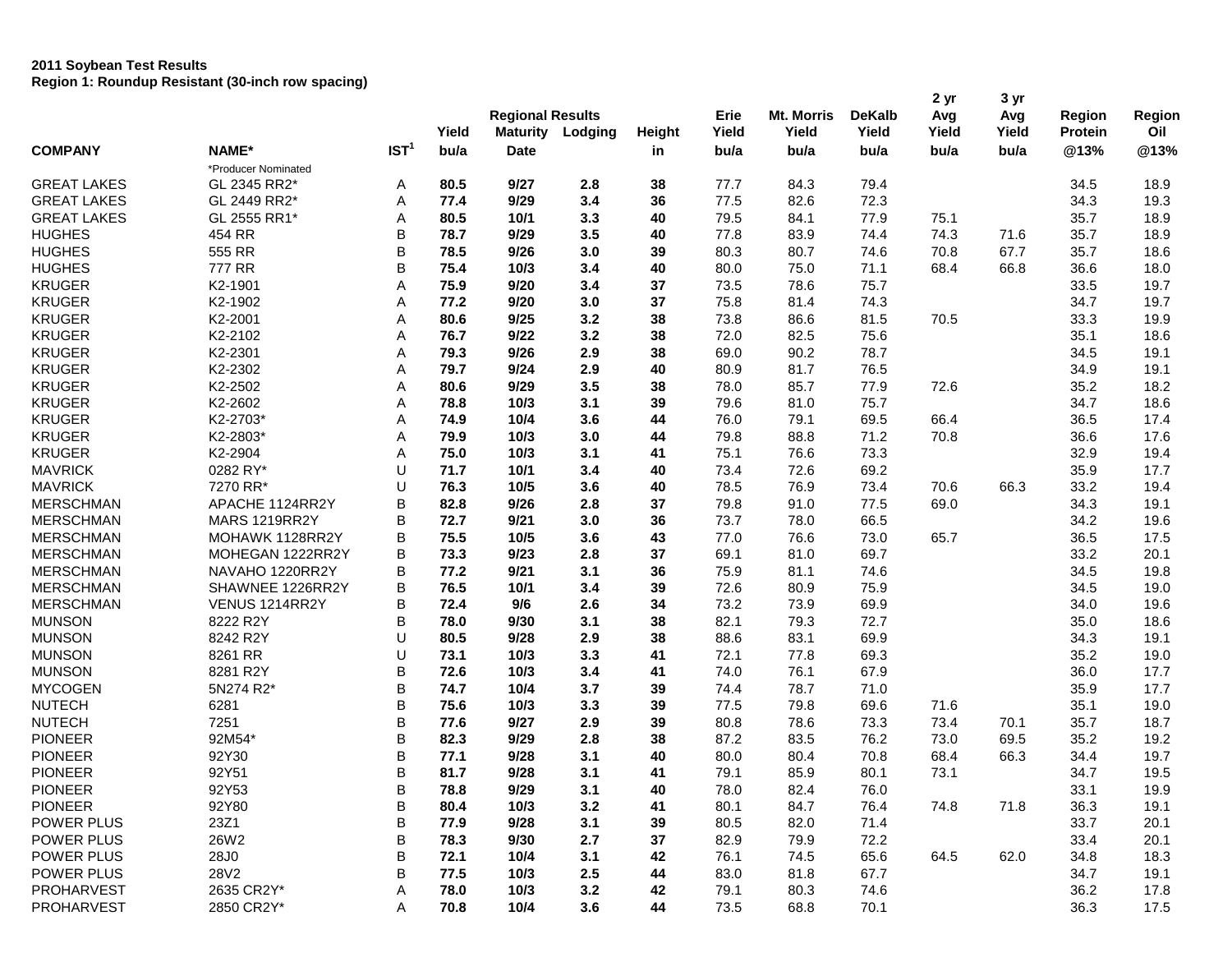**2011 Soybean Test Results**
**Region 1: Roundup Resistant (30-inch row spacing)**

| | | | Regional Results | | | | Erie | Mt. Morris | DeKalb | 2 yr Avg | 3 yr Avg | Region | Region |
|---|---|---|---|---|---|---|---|---|---|---|---|---|---|
| | | | Yield | Maturity | Lodging | Height | Yield | Yield | Yield | Yield | Yield | Protein | Oil |
| **COMPANY** | **NAME*** | **IST[1]** | **bu/a** | **Date** | | **in** | **bu/a** | **bu/a** | **bu/a** | **bu/a** | **bu/a** | **@13%** | **@13%** |
| | *Producer Nominated | | | | | | | | | | | | |
| GREAT LAKES | GL 2345 RR2* | A | **80.5** | **9/27** | **2.8** | **38** | 77.7 | 84.3 | 79.4 | | | 34.5 | 18.9 |
| GREAT LAKES | GL 2449 RR2* | A | **77.4** | **9/29** | **3.4** | **36** | 77.5 | 82.6 | 72.3 | | | 34.3 | 19.3 |
| GREAT LAKES | GL 2555 RR1* | A | **80.5** | **10/1** | **3.3** | **40** | 79.5 | 84.1 | 77.9 | 75.1 | | 35.7 | 18.9 |
| HUGHES | 454 RR | B | **78.7** | **9/29** | **3.5** | **40** | 77.8 | 83.9 | 74.4 | 74.3 | 71.6 | 35.7 | 18.9 |
| HUGHES | 555 RR | B | **78.5** | **9/26** | **3.0** | **39** | 80.3 | 80.7 | 74.6 | 70.8 | 67.7 | 35.7 | 18.6 |
| HUGHES | 777 RR | B | **75.4** | **10/3** | **3.4** | **40** | 80.0 | 75.0 | 71.1 | 68.4 | 66.8 | 36.6 | 18.0 |
| KRUGER | K2-1901 | A | **75.9** | **9/20** | **3.4** | **37** | 73.5 | 78.6 | 75.7 | | | 33.5 | 19.7 |
| KRUGER | K2-1902 | A | **77.2** | **9/20** | **3.0** | **37** | 75.8 | 81.4 | 74.3 | | | 34.7 | 19.7 |
| KRUGER | K2-2001 | A | **80.6** | **9/25** | **3.2** | **38** | 73.8 | 86.6 | 81.5 | 70.5 | | 33.3 | 19.9 |
| KRUGER | K2-2102 | A | **76.7** | **9/22** | **3.2** | **38** | 72.0 | 82.5 | 75.6 | | | 35.1 | 18.6 |
| KRUGER | K2-2301 | A | **79.3** | **9/26** | **2.9** | **38** | 69.0 | 90.2 | 78.7 | | | 34.5 | 19.1 |
| KRUGER | K2-2302 | A | **79.7** | **9/24** | **2.9** | **40** | 80.9 | 81.7 | 76.5 | | | 34.9 | 19.1 |
| KRUGER | K2-2502 | A | **80.6** | **9/29** | **3.5** | **38** | 78.0 | 85.7 | 77.9 | 72.6 | | 35.2 | 18.2 |
| KRUGER | K2-2602 | A | **78.8** | **10/3** | **3.1** | **39** | 79.6 | 81.0 | 75.7 | | | 34.7 | 18.6 |
| KRUGER | K2-2703* | A | **74.9** | **10/4** | **3.6** | **44** | 76.0 | 79.1 | 69.5 | 66.4 | | 36.5 | 17.4 |
| KRUGER | K2-2803* | A | **79.9** | **10/3** | **3.0** | **44** | 79.8 | 88.8 | 71.2 | 70.8 | | 36.6 | 17.6 |
| KRUGER | K2-2904 | A | **75.0** | **10/3** | **3.1** | **41** | 75.1 | 76.6 | 73.3 | | | 32.9 | 19.4 |
| MAVRICK | 0282 RY* | U | **71.7** | **10/1** | **3.4** | **40** | 73.4 | 72.6 | 69.2 | | | 35.9 | 17.7 |
| MAVRICK | 7270 RR* | U | **76.3** | **10/5** | **3.6** | **40** | 78.5 | 76.9 | 73.4 | 70.6 | 66.3 | 33.2 | 19.4 |
| MERSCHMAN | APACHE 1124RR2Y | B | **82.8** | **9/26** | **2.8** | **37** | 79.8 | 91.0 | 77.5 | 69.0 | | 34.3 | 19.1 |
| MERSCHMAN | MARS 1219RR2Y | B | **72.7** | **9/21** | **3.0** | **36** | 73.7 | 78.0 | 66.5 | | | 34.2 | 19.6 |
| MERSCHMAN | MOHAWK 1128RR2Y | B | **75.5** | **10/5** | **3.6** | **43** | 77.0 | 76.6 | 73.0 | 65.7 | | 36.5 | 17.5 |
| MERSCHMAN | MOHEGAN 1222RR2Y | B | **73.3** | **9/23** | **2.8** | **37** | 69.1 | 81.0 | 69.7 | | | 33.2 | 20.1 |
| MERSCHMAN | NAVAHO 1220RR2Y | B | **77.2** | **9/21** | **3.1** | **36** | 75.9 | 81.1 | 74.6 | | | 34.5 | 19.8 |
| MERSCHMAN | SHAWNEE 1226RR2Y | B | **76.5** | **10/1** | **3.4** | **39** | 72.6 | 80.9 | 75.9 | | | 34.5 | 19.0 |
| MERSCHMAN | VENUS 1214RR2Y | B | **72.4** | **9/6** | **2.6** | **34** | 73.2 | 73.9 | 69.9 | | | 34.0 | 19.6 |
| MUNSON | 8222 R2Y | B | **78.0** | **9/30** | **3.1** | **38** | 82.1 | 79.3 | 72.7 | | | 35.0 | 18.6 |
| MUNSON | 8242 R2Y | U | **80.5** | **9/28** | **2.9** | **38** | 88.6 | 83.1 | 69.9 | | | 34.3 | 19.1 |
| MUNSON | 8261 RR | U | **73.1** | **10/3** | **3.3** | **41** | 72.1 | 77.8 | 69.3 | | | 35.2 | 19.0 |
| MUNSON | 8281 R2Y | B | **72.6** | **10/3** | **3.4** | **41** | 74.0 | 76.1 | 67.9 | | | 36.0 | 17.7 |
| MYCOGEN | 5N274 R2* | B | **74.7** | **10/4** | **3.7** | **39** | 74.4 | 78.7 | 71.0 | | | 35.9 | 17.7 |
| NUTECH | 6281 | B | **75.6** | **10/3** | **3.3** | **39** | 77.5 | 79.8 | 69.6 | 71.6 | | 35.1 | 19.0 |
| NUTECH | 7251 | B | **77.6** | **9/27** | **2.9** | **39** | 80.8 | 78.6 | 73.3 | 73.4 | 70.1 | 35.7 | 18.7 |
| PIONEER | 92M54* | B | **82.3** | **9/29** | **2.8** | **38** | 87.2 | 83.5 | 76.2 | 73.0 | 69.5 | 35.2 | 19.2 |
| PIONEER | 92Y30 | B | **77.1** | **9/28** | **3.1** | **40** | 80.0 | 80.4 | 70.8 | 68.4 | 66.3 | 34.4 | 19.7 |
| PIONEER | 92Y51 | B | **81.7** | **9/28** | **3.1** | **41** | 79.1 | 85.9 | 80.1 | 73.1 | | 34.7 | 19.5 |
| PIONEER | 92Y53 | B | **78.8** | **9/29** | **3.1** | **40** | 78.0 | 82.4 | 76.0 | | | 33.1 | 19.9 |
| PIONEER | 92Y80 | B | **80.4** | **10/3** | **3.2** | **41** | 80.1 | 84.7 | 76.4 | 74.8 | 71.8 | 36.3 | 19.1 |
| POWER PLUS | 23Z1 | B | **77.9** | **9/28** | **3.1** | **39** | 80.5 | 82.0 | 71.4 | | | 33.7 | 20.1 |
| POWER PLUS | 26W2 | B | **78.3** | **9/30** | **2.7** | **37** | 82.9 | 79.9 | 72.2 | | | 33.4 | 20.1 |
| POWER PLUS | 28J0 | B | **72.1** | **10/4** | **3.1** | **42** | 76.1 | 74.5 | 65.6 | 64.5 | 62.0 | 34.8 | 18.3 |
| POWER PLUS | 28V2 | B | **77.5** | **10/3** | **2.5** | **44** | 83.0 | 81.8 | 67.7 | | | 34.7 | 19.1 |
| PROHARVEST | 2635 CR2Y* | A | **78.0** | **10/3** | **3.2** | **42** | 79.1 | 80.3 | 74.6 | | | 36.2 | 17.8 |
| PROHARVEST | 2850 CR2Y* | A | **70.8** | **10/4** | **3.6** | **44** | 73.5 | 68.8 | 70.1 | | | 36.3 | 17.5 |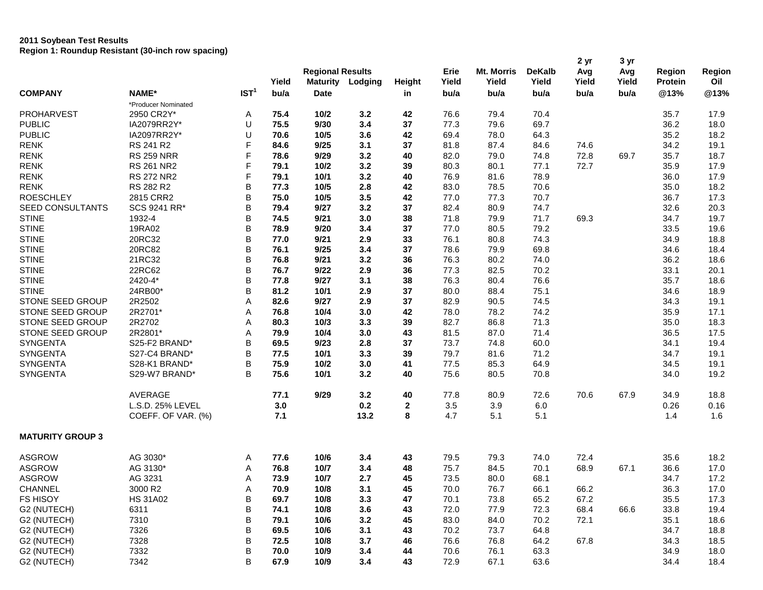**2011 Soybean Test Results**
**Region 1: Roundup Resistant (30-inch row spacing)**

| | | | | Regional Results | | | Erie | Mt. Morris | DeKalb | 2 yr Avg | 3 yr Avg | Region | Region |
|---|---|---|---|---|---|---|---|---|---|---|---|---|---|
| | | | Yield | Maturity | Lodging | Height | Yield | Yield | Yield | Yield | Yield | Protein | Oil |
| **COMPANY** | **NAME*** | **IST[1]** | **bu/a** | **Date** | | **in** | **bu/a** | **bu/a** | **bu/a** | **bu/a** | **bu/a** | **@13%** | **@13%** |
| | *Producer Nominated | | | | | | | | | | | | |
| PROHARVEST | 2950 CR2Y* | A | **75.4** | **10/2** | **3.2** | **42** | 76.6 | 79.4 | 70.4 | | | 35.7 | 17.9 |
| PUBLIC | IA2079RR2Y* | U | **75.5** | **9/30** | **3.4** | **37** | 77.3 | 79.6 | 69.7 | | | 36.2 | 18.0 |
| PUBLIC | IA2097RR2Y* | U | **70.6** | **10/5** | **3.6** | **42** | 69.4 | 78.0 | 64.3 | | | 35.2 | 18.2 |
| RENK | RS 241 R2 | F | **84.6** | **9/25** | **3.1** | **37** | 81.8 | 87.4 | 84.6 | 74.6 | | 34.2 | 19.1 |
| RENK | RS 259 NRR | F | **78.6** | **9/29** | **3.2** | **40** | 82.0 | 79.0 | 74.8 | 72.8 | 69.7 | 35.7 | 18.7 |
| RENK | RS 261 NR2 | F | **79.1** | **10/2** | **3.2** | **39** | 80.3 | 80.1 | 77.1 | 72.7 | | 35.9 | 17.9 |
| RENK | RS 272 NR2 | F | **79.1** | **10/1** | **3.2** | **40** | 76.9 | 81.6 | 78.9 | | | 36.0 | 17.9 |
| RENK | RS 282 R2 | B | **77.3** | **10/5** | **2.8** | **42** | 83.0 | 78.5 | 70.6 | | | 35.0 | 18.2 |
| ROESCHLEY | 2815 CRR2 | B | **75.0** | **10/5** | **3.5** | **42** | 77.0 | 77.3 | 70.7 | | | 36.7 | 17.3 |
| SEED CONSULTANTS | SCS 9241 RR* | B | **79.4** | **9/27** | **3.2** | **37** | 82.4 | 80.9 | 74.7 | | | 32.6 | 20.3 |
| STINE | 1932-4 | B | **74.5** | **9/21** | **3.0** | **38** | 71.8 | 79.9 | 71.7 | 69.3 | | 34.7 | 19.7 |
| STINE | 19RA02 | B | **78.9** | **9/20** | **3.4** | **37** | 77.0 | 80.5 | 79.2 | | | 33.5 | 19.6 |
| STINE | 20RC32 | B | **77.0** | **9/21** | **2.9** | **33** | 76.1 | 80.8 | 74.3 | | | 34.9 | 18.8 |
| STINE | 20RC82 | B | **76.1** | **9/25** | **3.4** | **37** | 78.6 | 79.9 | 69.8 | | | 34.6 | 18.4 |
| STINE | 21RC32 | B | **76.8** | **9/21** | **3.2** | **36** | 76.3 | 80.2 | 74.0 | | | 36.2 | 18.6 |
| STINE | 22RC62 | B | **76.7** | **9/22** | **2.9** | **36** | 77.3 | 82.5 | 70.2 | | | 33.1 | 20.1 |
| STINE | 2420-4* | B | **77.8** | **9/27** | **3.1** | **38** | 76.3 | 80.4 | 76.6 | | | 35.7 | 18.6 |
| STINE | 24RB00* | B | **81.2** | **10/1** | **2.9** | **37** | 80.0 | 88.4 | 75.1 | | | 34.6 | 18.9 |
| STONE SEED GROUP | 2R2502 | A | **82.6** | **9/27** | **2.9** | **37** | 82.9 | 90.5 | 74.5 | | | 34.3 | 19.1 |
| STONE SEED GROUP | 2R2701* | A | **76.8** | **10/4** | **3.0** | **42** | 78.0 | 78.2 | 74.2 | | | 35.9 | 17.1 |
| STONE SEED GROUP | 2R2702 | A | **80.3** | **10/3** | **3.3** | **39** | 82.7 | 86.8 | 71.3 | | | 35.0 | 18.3 |
| STONE SEED GROUP | 2R2801* | A | **79.9** | **10/4** | **3.0** | **43** | 81.5 | 87.0 | 71.4 | | | 36.5 | 17.5 |
| SYNGENTA | S25-F2 BRAND* | B | **69.5** | **9/23** | **2.8** | **37** | 73.7 | 74.8 | 60.0 | | | 34.1 | 19.4 |
| SYNGENTA | S27-C4 BRAND* | B | **77.5** | **10/1** | **3.3** | **39** | 79.7 | 81.6 | 71.2 | | | 34.7 | 19.1 |
| SYNGENTA | S28-K1 BRAND* | B | **75.9** | **10/2** | **3.0** | **41** | 77.5 | 85.3 | 64.9 | | | 34.5 | 19.1 |
| SYNGENTA | S29-W7 BRAND* | B | **75.6** | **10/1** | **3.2** | **40** | 75.6 | 80.5 | 70.8 | | | 34.0 | 19.2 |
| | AVERAGE | | **77.1** | **9/29** | **3.2** | **40** | 77.8 | 80.9 | 72.6 | 70.6 | 67.9 | 34.9 | 18.8 |
| | L.S.D. 25% LEVEL | | **3.0** | | **0.2** | **2** | 3.5 | 3.9 | 6.0 | | | 0.26 | 0.16 |
| | COEFF. OF VAR. (%) | | **7.1** | | **13.2** | **8** | 4.7 | 5.1 | 5.1 | | | 1.4 | 1.6 |
| **MATURITY GROUP 3** | | | | | | | | | | | | | |
| ASGROW | AG 3030* | A | **77.6** | **10/6** | **3.4** | **43** | 79.5 | 79.3 | 74.0 | 72.4 | | 35.6 | 18.2 |
| ASGROW | AG 3130* | A | **76.8** | **10/7** | **3.4** | **48** | 75.7 | 84.5 | 70.1 | 68.9 | 67.1 | 36.6 | 17.0 |
| ASGROW | AG 3231 | A | **73.9** | **10/7** | **2.7** | **45** | 73.5 | 80.0 | 68.1 | | | 34.7 | 17.2 |
| CHANNEL | 3000 R2 | A | **70.9** | **10/8** | **3.1** | **45** | 70.0 | 76.7 | 66.1 | 66.2 | | 36.3 | 17.0 |
| FS HISOY | HS 31A02 | B | **69.7** | **10/8** | **3.3** | **47** | 70.1 | 73.8 | 65.2 | 67.2 | | 35.5 | 17.3 |
| G2 (NUTECH) | 6311 | B | **74.1** | **10/8** | **3.6** | **43** | 72.0 | 77.9 | 72.3 | 68.4 | 66.6 | 33.8 | 19.4 |
| G2 (NUTECH) | 7310 | B | **79.1** | **10/6** | **3.2** | **45** | 83.0 | 84.0 | 70.2 | 72.1 | | 35.1 | 18.6 |
| G2 (NUTECH) | 7326 | B | **69.5** | **10/6** | **3.1** | **43** | 70.2 | 73.7 | 64.8 | | | 34.7 | 18.8 |
| G2 (NUTECH) | 7328 | B | **72.5** | **10/8** | **3.7** | **46** | 76.6 | 76.8 | 64.2 | 67.8 | | 34.3 | 18.5 |
| G2 (NUTECH) | 7332 | B | **70.0** | **10/9** | **3.4** | **44** | 70.6 | 76.1 | 63.3 | | | 34.9 | 18.0 |
| G2 (NUTECH) | 7342 | B | **67.9** | **10/9** | **3.4** | **43** | 72.9 | 67.1 | 63.6 | | | 34.4 | 18.4 |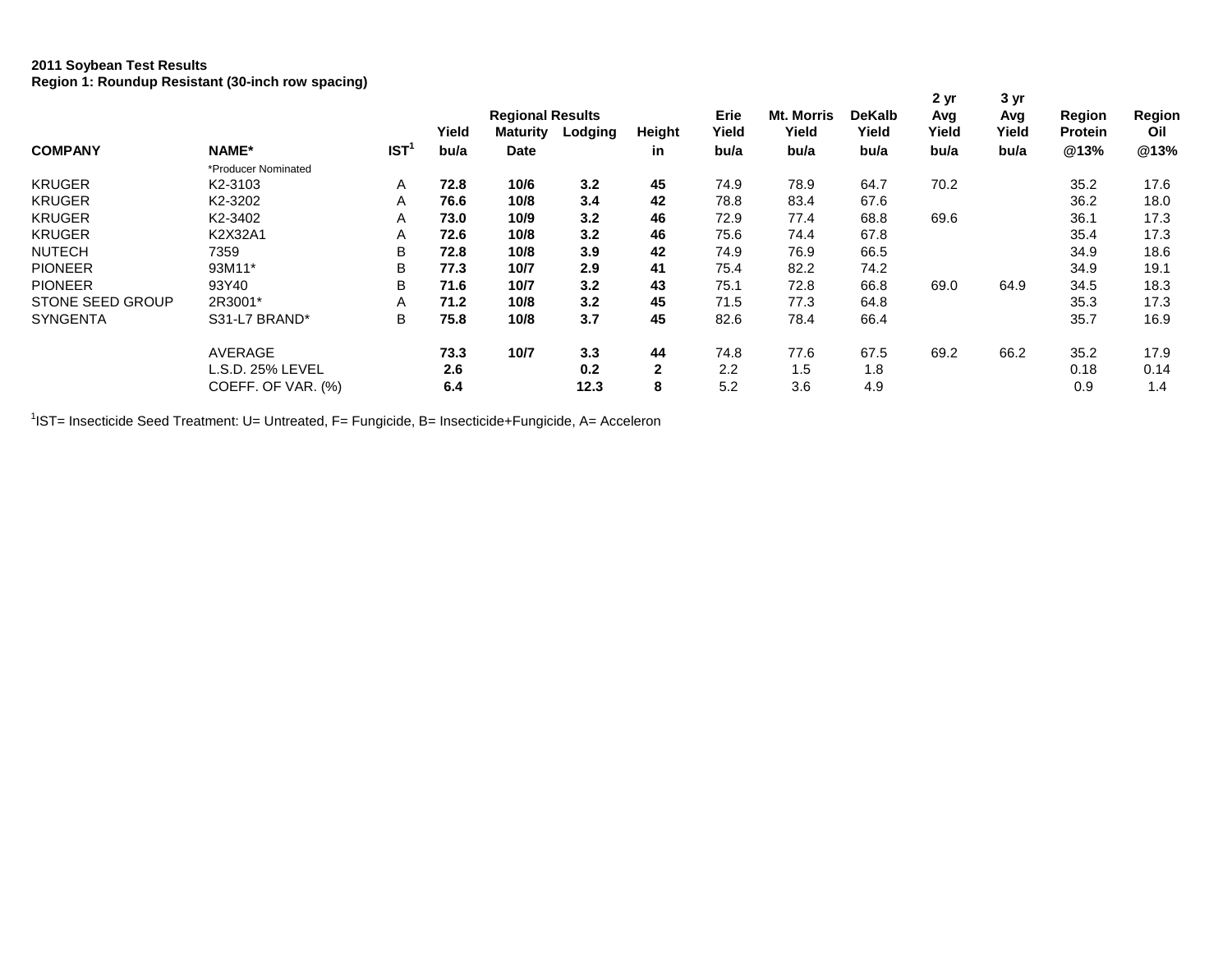**2011 Soybean Test Results**
**Region 1: Roundup Resistant (30-inch row spacing)**

| COMPANY | NAME* | IST[1] | Yield bu/a | Regional Results Maturity Date | Lodging | Height in | Erie Yield bu/a | Mt. Morris Yield bu/a | DeKalb Yield bu/a | 2 yr Avg Yield bu/a | 3 yr Avg Yield bu/a | Region Protein @13% | Region Oil @13% |
|---|---|---|---|---|---|---|---|---|---|---|---|---|---|
| | *Producer Nominated | | | | | | | | | | | | |
| KRUGER | K2-3103 | A | **72.8** | **10/6** | **3.2** | **45** | 74.9 | 78.9 | 64.7 | 70.2 | | 35.2 | 17.6 |
| KRUGER | K2-3202 | A | **76.6** | **10/8** | **3.4** | **42** | 78.8 | 83.4 | 67.6 | | | 36.2 | 18.0 |
| KRUGER | K2-3402 | A | **73.0** | **10/9** | **3.2** | **46** | 72.9 | 77.4 | 68.8 | 69.6 | | 36.1 | 17.3 |
| KRUGER | K2X32A1 | A | **72.6** | **10/8** | **3.2** | **46** | 75.6 | 74.4 | 67.8 | | | 35.4 | 17.3 |
| NUTECH | 7359 | B | **72.8** | **10/8** | **3.9** | **42** | 74.9 | 76.9 | 66.5 | | | 34.9 | 18.6 |
| PIONEER | 93M11* | B | **77.3** | **10/7** | **2.9** | **41** | 75.4 | 82.2 | 74.2 | | | 34.9 | 19.1 |
| PIONEER | 93Y40 | B | **71.6** | **10/7** | **3.2** | **43** | 75.1 | 72.8 | 66.8 | 69.0 | 64.9 | 34.5 | 18.3 |
| STONE SEED GROUP | 2R3001* | A | **71.2** | **10/8** | **3.2** | **45** | 71.5 | 77.3 | 64.8 | | | 35.3 | 17.3 |
| SYNGENTA | S31-L7 BRAND* | B | **75.8** | **10/8** | **3.7** | **45** | 82.6 | 78.4 | 66.4 | | | 35.7 | 16.9 |
| | AVERAGE | | **73.3** | **10/7** | **3.3** | **44** | 74.8 | 77.6 | 67.5 | 69.2 | 66.2 | 35.2 | 17.9 |
| | L.S.D. 25% LEVEL | | **2.6** | | **0.2** | **2** | 2.2 | 1.5 | 1.8 | | | 0.18 | 0.14 |
| | COEFF. OF VAR. (%) | | **6.4** | | **12.3** | **8** | 5.2 | 3.6 | 4.9 | | | 0.9 | 1.4 |

[1]IST= Insecticide Seed Treatment: U= Untreated, F= Fungicide, B= Insecticide+Fungicide, A= Acceleron